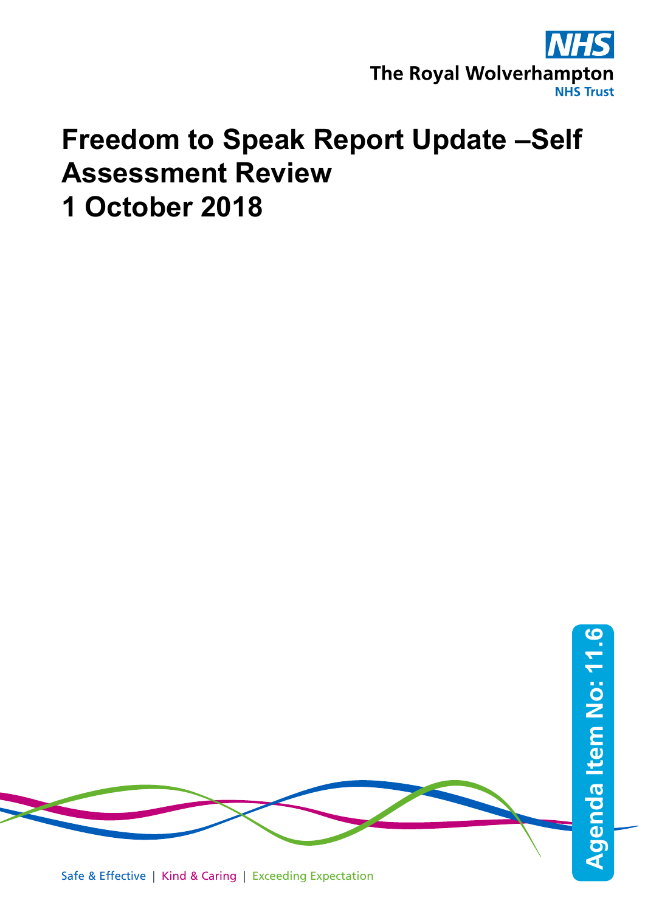The Royal Wolverhampton NHS Trust

# Freedom to Speak Report Update –Self Assessment Review
# 1 October 2018

Agenda Item No: 11.6

Safe & Effective | Kind & Caring | Exceeding Expectation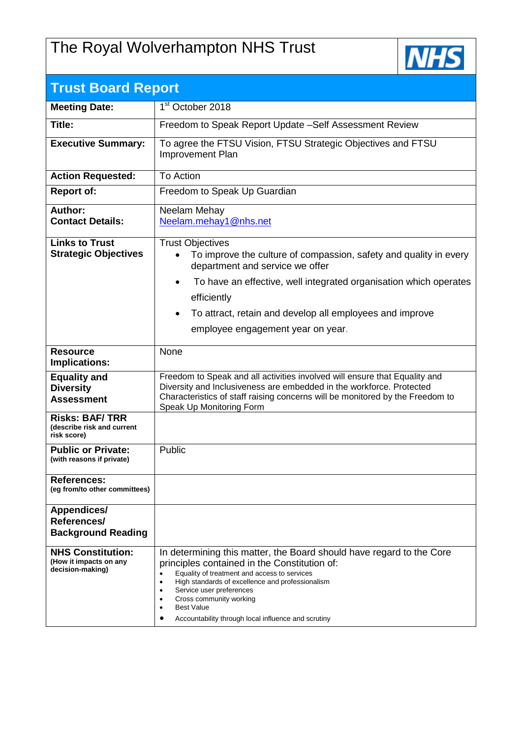# The Royal Wolverhampton NHS Trust

## Trust Board Report

| | |
|---|---|
| **Meeting Date:** | 1st October 2018 |
| **Title:** | Freedom to Speak Report Update –Self Assessment Review |
| **Executive Summary:** | To agree the FTSU Vision, FTSU Strategic Objectives and FTSU Improvement Plan |
| **Action Requested:** | To Action |
| **Report of:** | Freedom to Speak Up Guardian |
| **Author:**<br>**Contact Details:** | Neelam Mehay<br>Neelam.mehay1@nhs.net |
| **Links to Trust Strategic Objectives** | Trust Objectives<br>• To improve the culture of compassion, safety and quality in every department and service we offer<br>• To have an effective, well integrated organisation which operates efficiently<br>• To attract, retain and develop all employees and improve employee engagement year on year. |
| **Resource Implications:** | None |
| **Equality and Diversity Assessment** | Freedom to Speak and all activities involved will ensure that Equality and Diversity and Inclusiveness are embedded in the workforce. Protected Characteristics of staff raising concerns will be monitored by the Freedom to Speak Up Monitoring Form |
| **Risks: BAF/ TRR**<br>(describe risk and current risk score) | |
| **Public or Private:**<br>(with reasons if private) | Public |
| **References:**<br>(eg from/to other committees) | |
| **Appendices/ References/ Background Reading** | |
| **NHS Constitution:**<br>(How it impacts on any decision-making) | In determining this matter, the Board should have regard to the Core principles contained in the Constitution of:<br>• Equality of treatment and access to services<br>• High standards of excellence and professionalism<br>• Service user preferences<br>• Cross community working<br>• Best Value<br>• Accountability through local influence and scrutiny |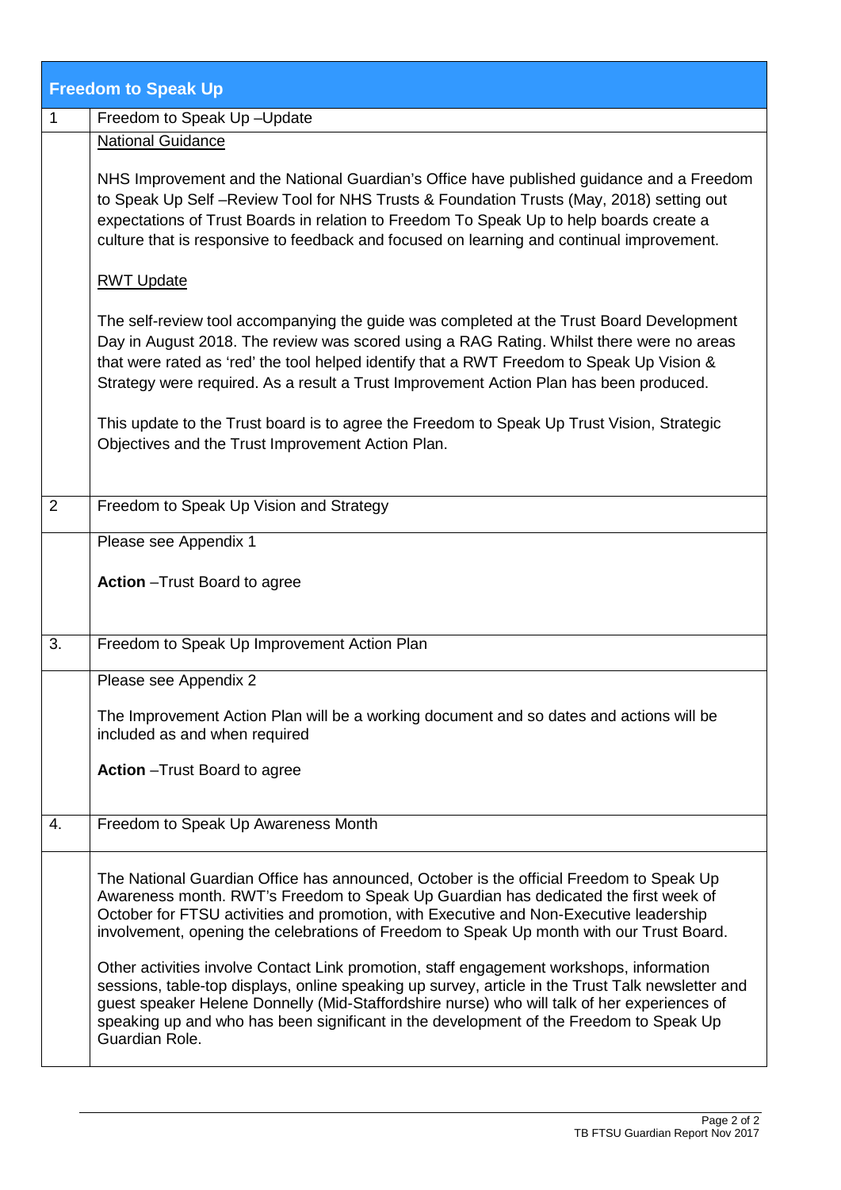## Freedom to Speak Up

| | |
|---|---|
| 1 | Freedom to Speak Up –Update |
| | National Guidance<br><br>NHS Improvement and the National Guardian's Office have published guidance and a Freedom to Speak Up Self –Review Tool for NHS Trusts & Foundation Trusts (May, 2018) setting out expectations of Trust Boards in relation to Freedom To Speak Up to help boards create a culture that is responsive to feedback and focused on learning and continual improvement.<br><br>RWT Update<br><br>The self-review tool accompanying the guide was completed at the Trust Board Development Day in August 2018. The review was scored using a RAG Rating. Whilst there were no areas that were rated as 'red' the tool helped identify that a RWT Freedom to Speak Up Vision & Strategy were required. As a result a Trust Improvement Action Plan has been produced.<br><br>This update to the Trust board is to agree the Freedom to Speak Up Trust Vision, Strategic Objectives and the Trust Improvement Action Plan. |
| 2 | Freedom to Speak Up Vision and Strategy |
| | Please see Appendix 1<br><br>**Action** –Trust Board to agree |
| 3. | Freedom to Speak Up Improvement Action Plan |
| | Please see Appendix 2<br><br>The Improvement Action Plan will be a working document and so dates and actions will be included as and when required<br><br>**Action** –Trust Board to agree |
| 4. | Freedom to Speak Up Awareness Month |
| | The National Guardian Office has announced, October is the official Freedom to Speak Up Awareness month. RWT's Freedom to Speak Up Guardian has dedicated the first week of October for FTSU activities and promotion, with Executive and Non-Executive leadership involvement, opening the celebrations of Freedom to Speak Up month with our Trust Board.<br><br>Other activities involve Contact Link promotion, staff engagement workshops, information sessions, table-top displays, online speaking up survey, article in the Trust Talk newsletter and guest speaker Helene Donnelly (Mid-Staffordshire nurse) who will talk of her experiences of speaking up and who has been significant in the development of the Freedom to Speak Up Guardian Role. |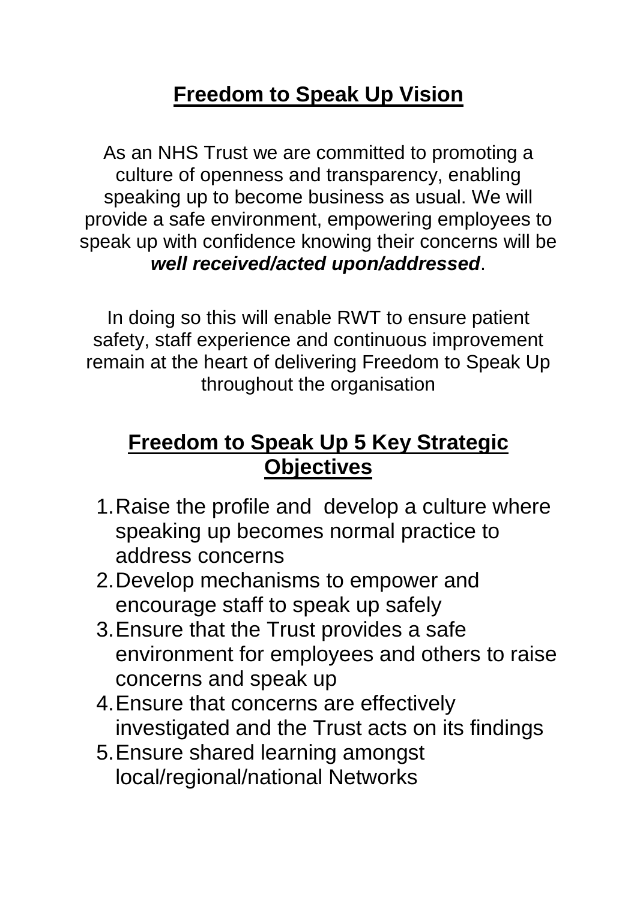## Freedom to Speak Up Vision

As an NHS Trust we are committed to promoting a culture of openness and transparency, enabling speaking up to become business as usual. We will provide a safe environment, empowering employees to speak up with confidence knowing their concerns will be ***well received/acted upon/addressed***.

In doing so this will enable RWT to ensure patient safety, staff experience and continuous improvement remain at the heart of delivering Freedom to Speak Up throughout the organisation

## Freedom to Speak Up 5 Key Strategic Objectives

1. Raise the profile and develop a culture where speaking up becomes normal practice to address concerns
2. Develop mechanisms to empower and encourage staff to speak up safely
3. Ensure that the Trust provides a safe environment for employees and others to raise concerns and speak up
4. Ensure that concerns are effectively investigated and the Trust acts on its findings
5. Ensure shared learning amongst local/regional/national Networks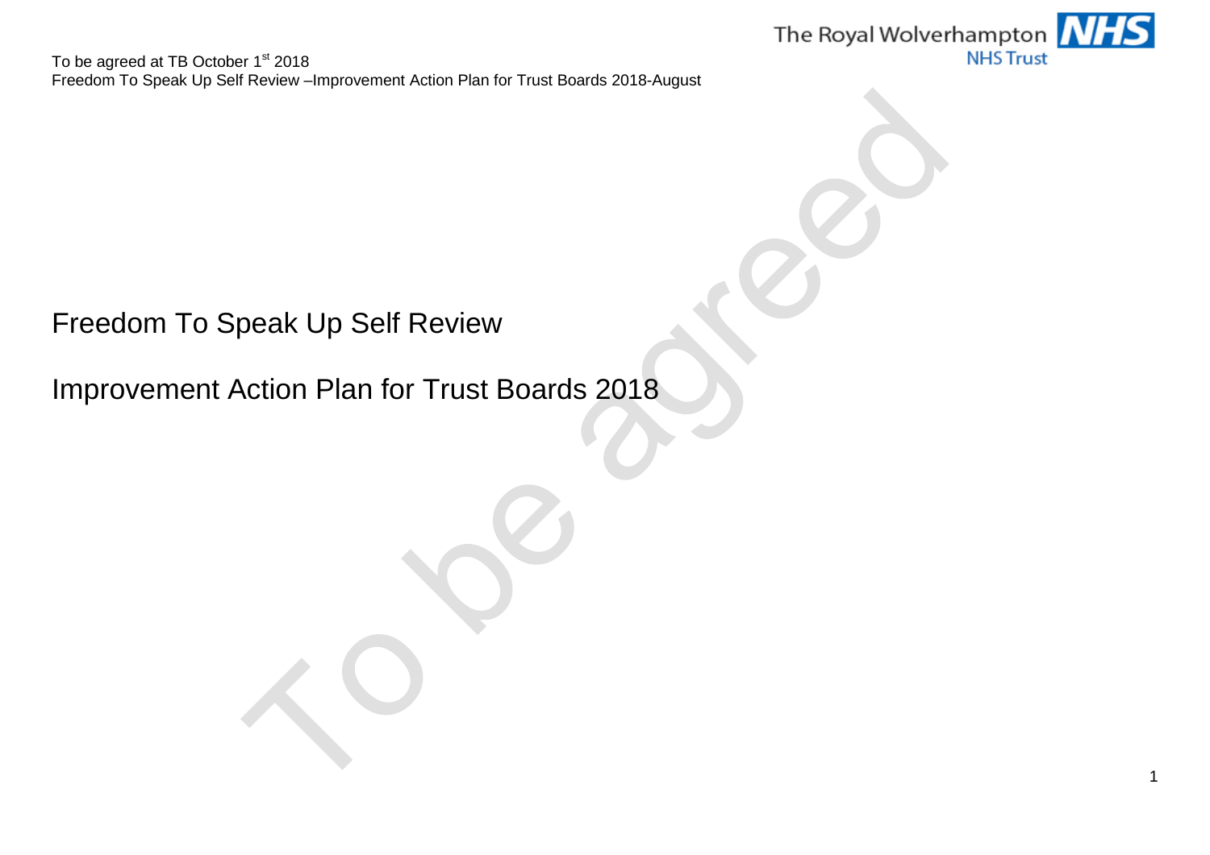To be agreed at TB October 1st 2018

Freedom To Speak Up Self Review –Improvement Action Plan for Trust Boards 2018-August

# Freedom To Speak Up Self Review

# Improvement Action Plan for Trust Boards 2018

To be agreed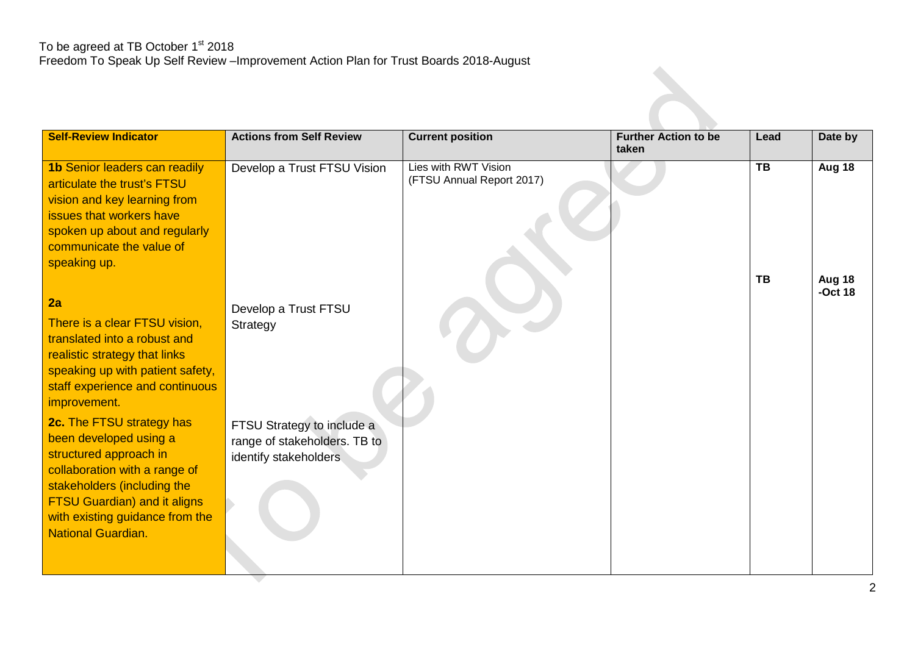To be agreed at TB October 1st 2018

Freedom To Speak Up Self Review –Improvement Action Plan for Trust Boards 2018-August

| Self-Review Indicator | Actions from Self Review | Current position | Further Action to be taken | Lead | Date by |
|---|---|---|---|---|---|
| **1b** Senior leaders can readily articulate the trust's FTSU vision and key learning from issues that workers have spoken up about and regularly communicate the value of speaking up. | Develop a Trust FTSU Vision | Lies with RWT Vision (FTSU Annual Report 2017) | | **TB** | **Aug 18** |
| **2a** There is a clear FTSU vision, translated into a robust and realistic strategy that links speaking up with patient safety, staff experience and continuous improvement. | Develop a Trust FTSU Strategy | | | **TB** | **Aug 18 -Oct 18** |
| **2c.** The FTSU strategy has been developed using a structured approach in collaboration with a range of stakeholders (including the FTSU Guardian) and it aligns with existing guidance from the National Guardian. | FTSU Strategy to include a range of stakeholders. TB to identify stakeholders | | | | |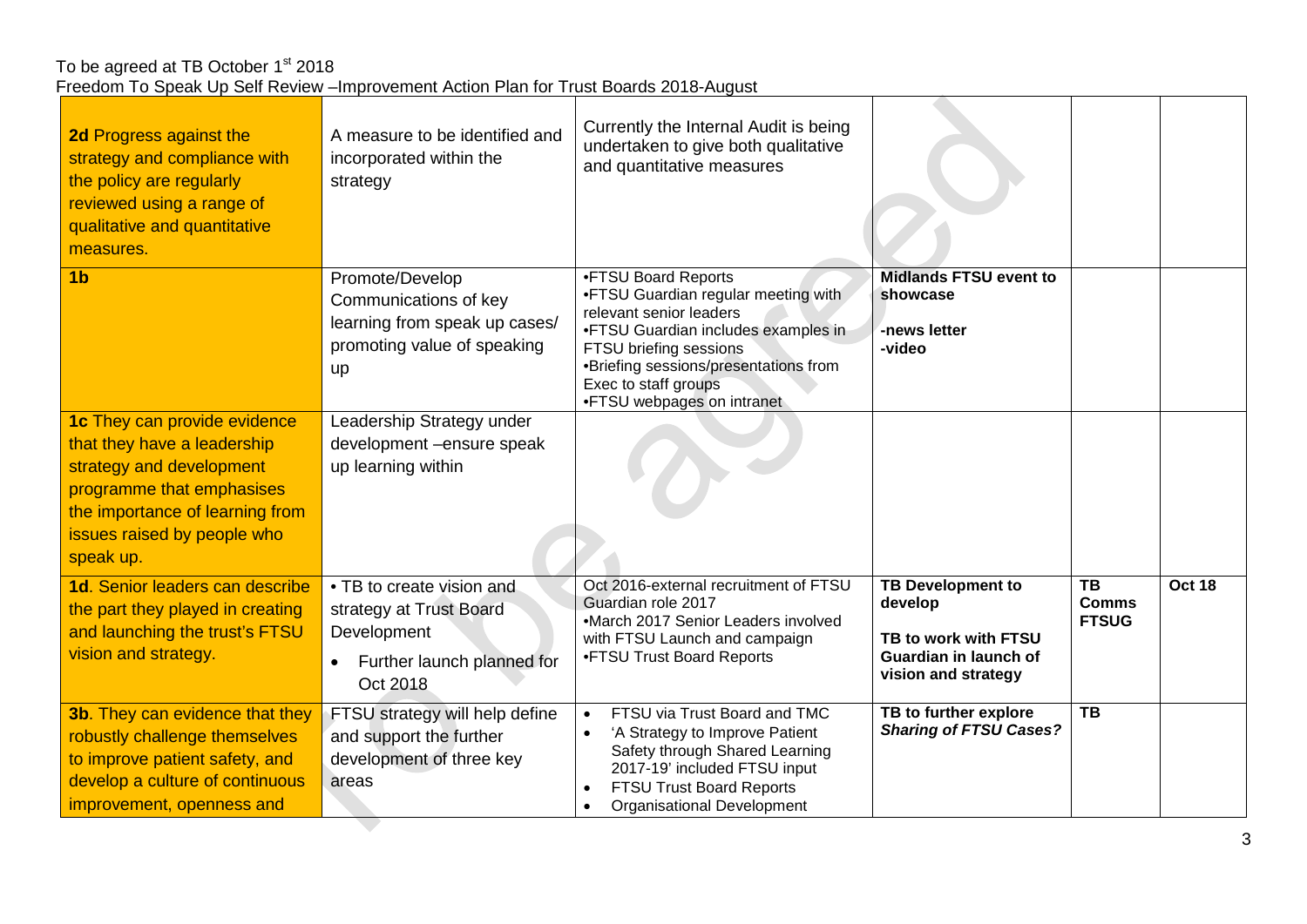To be agreed at TB October 1st 2018

Freedom To Speak Up Self Review –Improvement Action Plan for Trust Boards 2018-August

| | | | | | |
|---|---|---|---|---|---|
| **2d** Progress against the strategy and compliance with the policy are regularly reviewed using a range of qualitative and quantitative measures. | A measure to be identified and incorporated within the strategy | Currently the Internal Audit is being undertaken to give both qualitative and quantitative measures | | | |
| **1b** | Promote/Develop Communications of key learning from speak up cases/ promoting value of speaking up | •FTSU Board Reports<br>•FTSU Guardian regular meeting with relevant senior leaders<br>•FTSU Guardian includes examples in FTSU briefing sessions<br>•Briefing sessions/presentations from Exec to staff groups<br>•FTSU webpages on intranet | **Midlands FTSU event to showcase**<br>**-news letter**<br>**-video** | | |
| **1c** They can provide evidence that they have a leadership strategy and development programme that emphasises the importance of learning from issues raised by people who speak up. | Leadership Strategy under development –ensure speak up learning within | | | | |
| **1d**. Senior leaders can describe the part they played in creating and launching the trust's FTSU vision and strategy. | • TB to create vision and strategy at Trust Board Development<br>• Further launch planned for Oct 2018 | Oct 2016-external recruitment of FTSU Guardian role 2017<br>•March 2017 Senior Leaders involved with FTSU Launch and campaign<br>•FTSU Trust Board Reports | **TB Development to develop**<br>**TB to work with FTSU Guardian in launch of vision and strategy** | **TB Comms FTSUG** | **Oct 18** |
| **3b**. They can evidence that they robustly challenge themselves to improve patient safety, and develop a culture of continuous improvement, openness and | FTSU strategy will help define and support the further development of three key areas | • FTSU via Trust Board and TMC<br>• 'A Strategy to Improve Patient Safety through Shared Learning 2017-19' included FTSU input<br>• FTSU Trust Board Reports<br>• Organisational Development | **TB to further explore** ***Sharing of FTSU Cases?*** | **TB** | |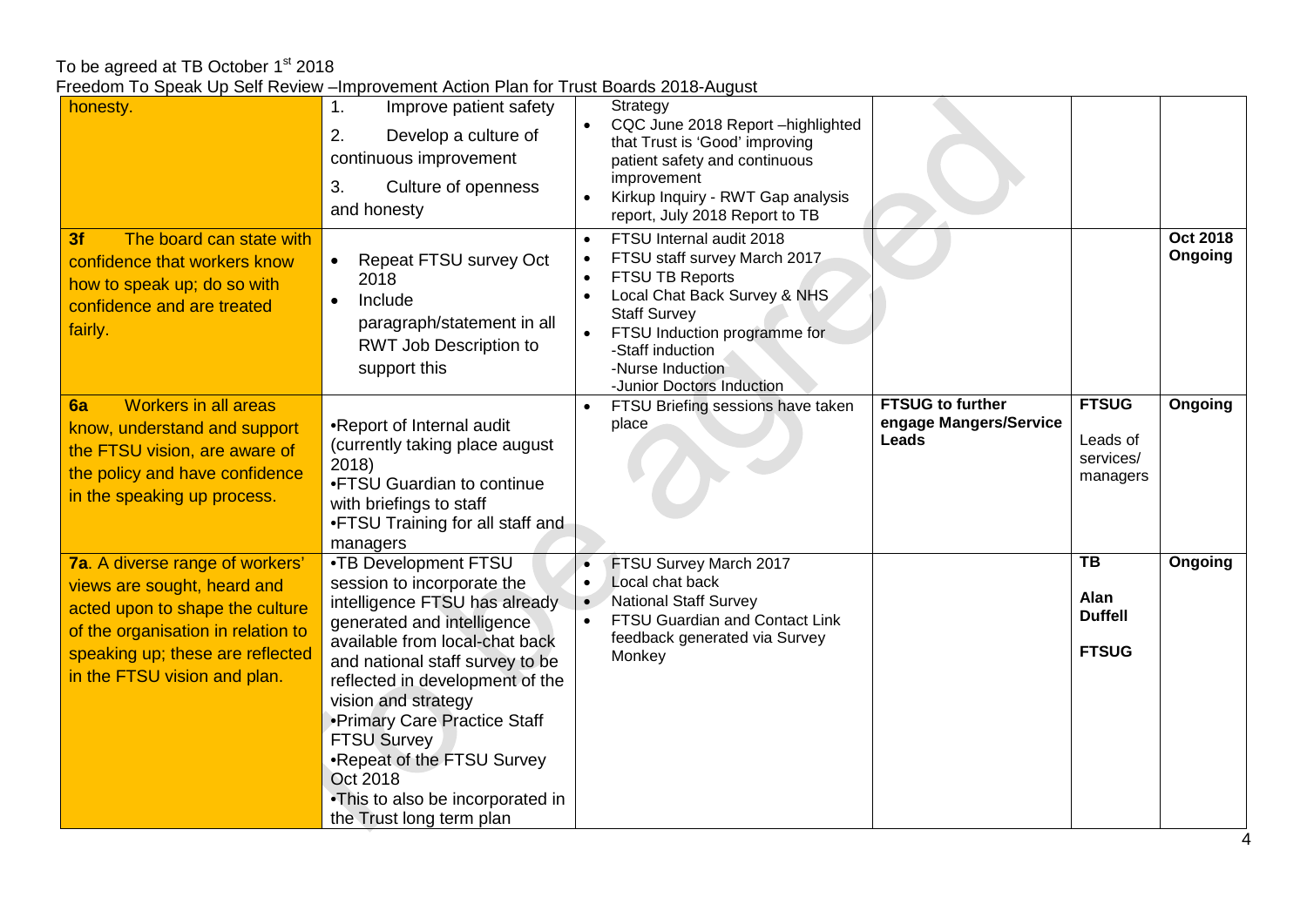To be agreed at TB October 1st 2018

Freedom To Speak Up Self Review –Improvement Action Plan for Trust Boards 2018-August

| | | | | | |
|---|---|---|---|---|---|
| honesty. | 1. Improve patient safety<br>2. Develop a culture of continuous improvement<br>3. Culture of openness and honesty | Strategy<br>• CQC June 2018 Report –highlighted that Trust is 'Good' improving patient safety and continuous improvement<br>• Kirkup Inquiry - RWT Gap analysis report, July 2018 Report to TB | | | |
| **3f** The board can state with confidence that workers know how to speak up; do so with confidence and are treated fairly. | • Repeat FTSU survey Oct 2018<br>• Include paragraph/statement in all RWT Job Description to support this | • FTSU Internal audit 2018<br>• FTSU staff survey March 2017<br>• FTSU TB Reports<br>• Local Chat Back Survey & NHS Staff Survey<br>• FTSU Induction programme for -Staff induction -Nurse Induction -Junior Doctors Induction | | | **Oct 2018 Ongoing** |
| **6a** Workers in all areas know, understand and support the FTSU vision, are aware of the policy and have confidence in the speaking up process. | •Report of Internal audit (currently taking place august 2018)<br>•FTSU Guardian to continue with briefings to staff<br>•FTSU Training for all staff and managers | • FTSU Briefing sessions have taken place | **FTSUG to further engage Mangers/Service Leads** | **FTSUG**<br>Leads of services/ managers | **Ongoing** |
| **7a**. A diverse range of workers' views are sought, heard and acted upon to shape the culture of the organisation in relation to speaking up; these are reflected in the FTSU vision and plan. | •TB Development FTSU session to incorporate the intelligence FTSU has already generated and intelligence available from local-chat back and national staff survey to be reflected in development of the vision and strategy<br>•Primary Care Practice Staff FTSU Survey<br>•Repeat of the FTSU Survey Oct 2018<br>•This to also be incorporated in the Trust long term plan | • FTSU Survey March 2017<br>• Local chat back<br>• National Staff Survey<br>• FTSU Guardian and Contact Link feedback generated via Survey Monkey | | **TB**<br>**Alan Duffell**<br>**FTSUG** | **Ongoing** |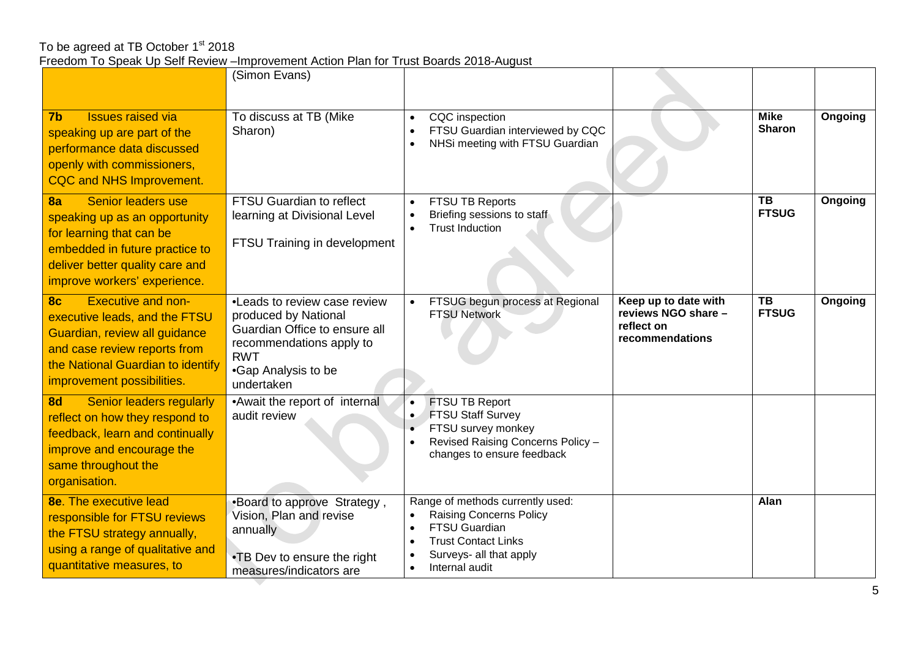To be agreed at TB October 1st 2018
Freedom To Speak Up Self Review –Improvement Action Plan for Trust Boards 2018-August

| | | | | | |
|---|---|---|---|---|---|
| | (Simon Evans) | | | | |
| **7b** Issues raised via speaking up are part of the performance data discussed openly with commissioners, CQC and NHS Improvement. | To discuss at TB (Mike Sharon) | • CQC inspection<br>• FTSU Guardian interviewed by CQC<br>• NHSi meeting with FTSU Guardian | | **Mike Sharon** | **Ongoing** |
| **8a** Senior leaders use speaking up as an opportunity for learning that can be embedded in future practice to deliver better quality care and improve workers' experience. | FTSU Guardian to reflect learning at Divisional Level<br><br>FTSU Training in development | • FTSU TB Reports<br>• Briefing sessions to staff<br>• Trust Induction | | **TB FTSUG** | **Ongoing** |
| **8c** Executive and non-executive leads, and the FTSU Guardian, review all guidance and case review reports from the National Guardian to identify improvement possibilities. | •Leads to review case review produced by National Guardian Office to ensure all recommendations apply to RWT<br>•Gap Analysis to be undertaken | • FTSUG begun process at Regional FTSU Network | **Keep up to date with reviews NGO share – reflect on recommendations** | **TB FTSUG** | **Ongoing** |
| **8d** Senior leaders regularly reflect on how they respond to feedback, learn and continually improve and encourage the same throughout the organisation. | •Await the report of internal audit review | • FTSU TB Report<br>• FTSU Staff Survey<br>• FTSU survey monkey<br>• Revised Raising Concerns Policy – changes to ensure feedback | | | |
| **8e**. The executive lead responsible for FTSU reviews the FTSU strategy annually, using a range of qualitative and quantitative measures, to | •Board to approve Strategy , Vision, Plan and revise annually<br><br>•TB Dev to ensure the right measures/indicators are | Range of methods currently used:<br>• Raising Concerns Policy<br>• FTSU Guardian<br>• Trust Contact Links<br>• Surveys- all that apply<br>• Internal audit | | **Alan** | |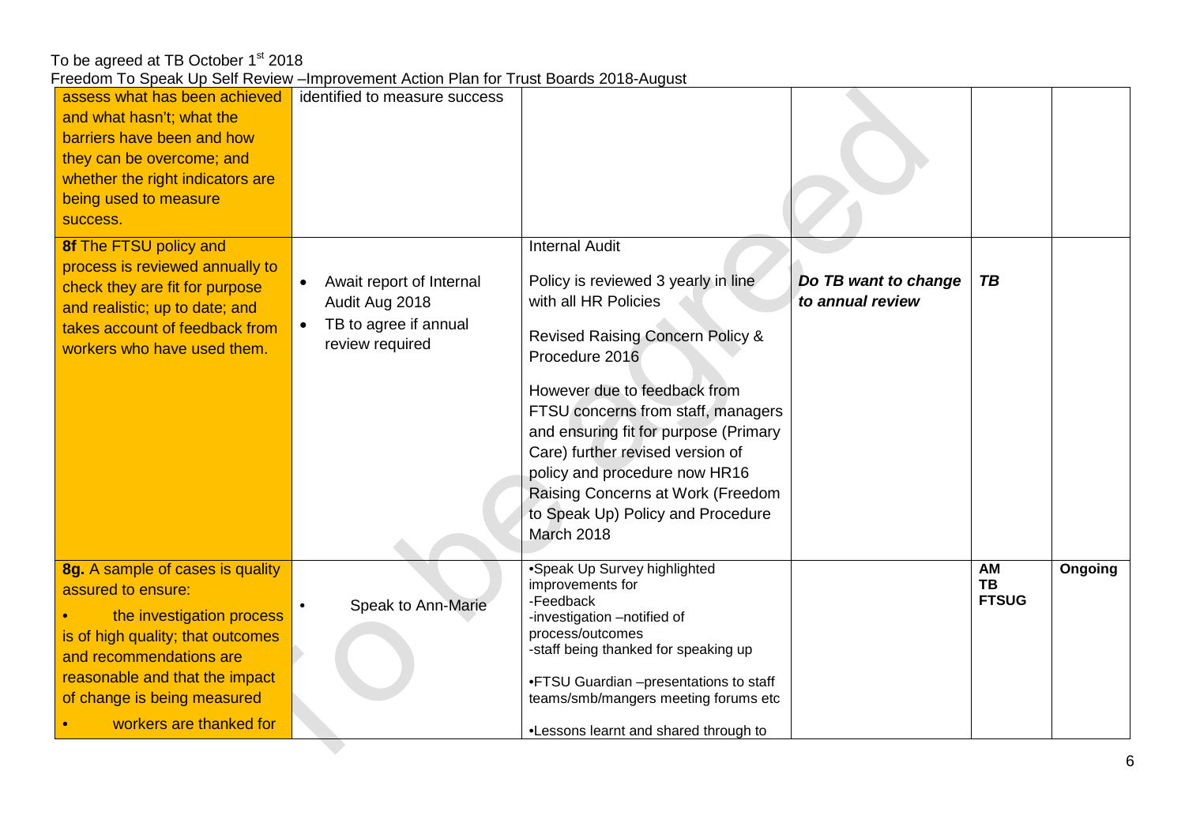To be agreed at TB October 1st 2018

Freedom To Speak Up Self Review –Improvement Action Plan for Trust Boards 2018-August

| | | | | | |
|---|---|---|---|---|---|
| assess what has been achieved and what hasn't; what the barriers have been and how they can be overcome; and whether the right indicators are being used to measure success. | identified to measure success | | | | |
| **8f** The FTSU policy and process is reviewed annually to check they are fit for purpose and realistic; up to date; and takes account of feedback from workers who have used them. | • Await report of Internal Audit Aug 2018<br>• TB to agree if annual review required | Internal Audit<br><br>Policy is reviewed 3 yearly in line with all HR Policies<br><br>Revised Raising Concern Policy & Procedure 2016<br><br>However due to feedback from FTSU concerns from staff, managers and ensuring fit for purpose (Primary Care) further revised version of policy and procedure now HR16 Raising Concerns at Work (Freedom to Speak Up) Policy and Procedure March 2018 | ***Do TB want to change to annual review*** | ***TB*** | |
| **8g.** A sample of cases is quality assured to ensure:<br>• the investigation process is of high quality; that outcomes and recommendations are reasonable and that the impact of change is being measured<br>• workers are thanked for | • Speak to Ann-Marie | •Speak Up Survey highlighted improvements for<br>-Feedback<br>-investigation –notified of process/outcomes<br>-staff being thanked for speaking up<br><br>•FTSU Guardian –presentations to staff teams/smb/mangers meeting forums etc<br><br>•Lessons learnt and shared through to | | **AM**<br>**TB**<br>**FTSUG** | **Ongoing** |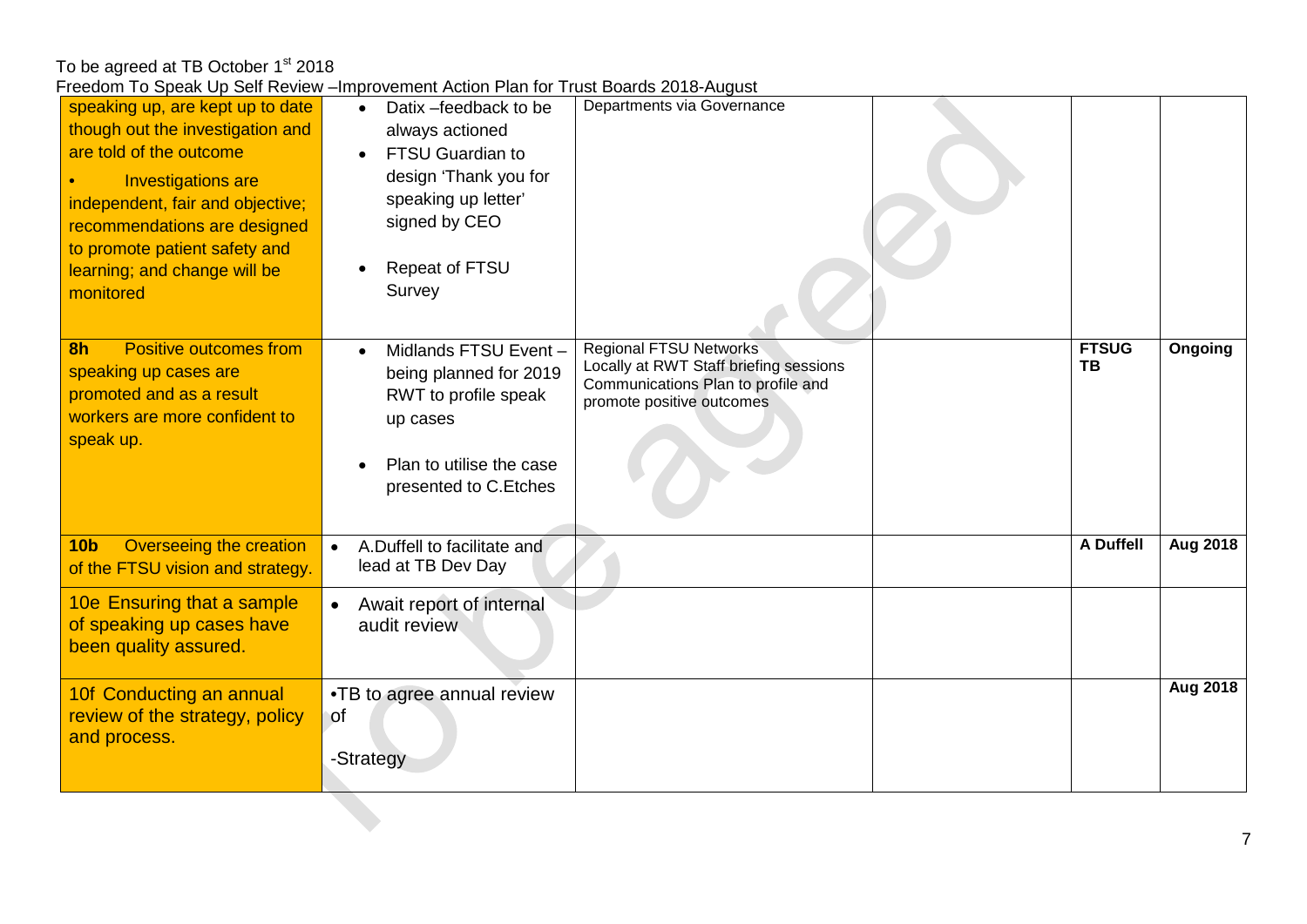To be agreed at TB October 1st 2018

Freedom To Speak Up Self Review –Improvement Action Plan for Trust Boards 2018-August

| | | | | | |
|---|---|---|---|---|---|
| speaking up, are kept up to date though out the investigation and are told of the outcome<br>• Investigations are independent, fair and objective; recommendations are designed to promote patient safety and learning; and change will be monitored | • Datix –feedback to be always actioned<br>• FTSU Guardian to design 'Thank you for speaking up letter' signed by CEO<br>• Repeat of FTSU Survey | Departments via Governance | | | |
| **8h** Positive outcomes from speaking up cases are promoted and as a result workers are more confident to speak up. | • Midlands FTSU Event – being planned for 2019 RWT to profile speak up cases<br>• Plan to utilise the case presented to C.Etches | Regional FTSU Networks<br>Locally at RWT Staff briefing sessions<br>Communications Plan to profile and promote positive outcomes | | **FTSUG TB** | **Ongoing** |
| **10b** Overseeing the creation of the FTSU vision and strategy. | • A.Duffell to facilitate and lead at TB Dev Day | | | **A Duffell** | **Aug 2018** |
| 10e Ensuring that a sample of speaking up cases have been quality assured. | • Await report of internal audit review | | | | |
| 10f Conducting an annual review of the strategy, policy and process. | •TB to agree annual review of<br>-Strategy | | | | **Aug 2018** |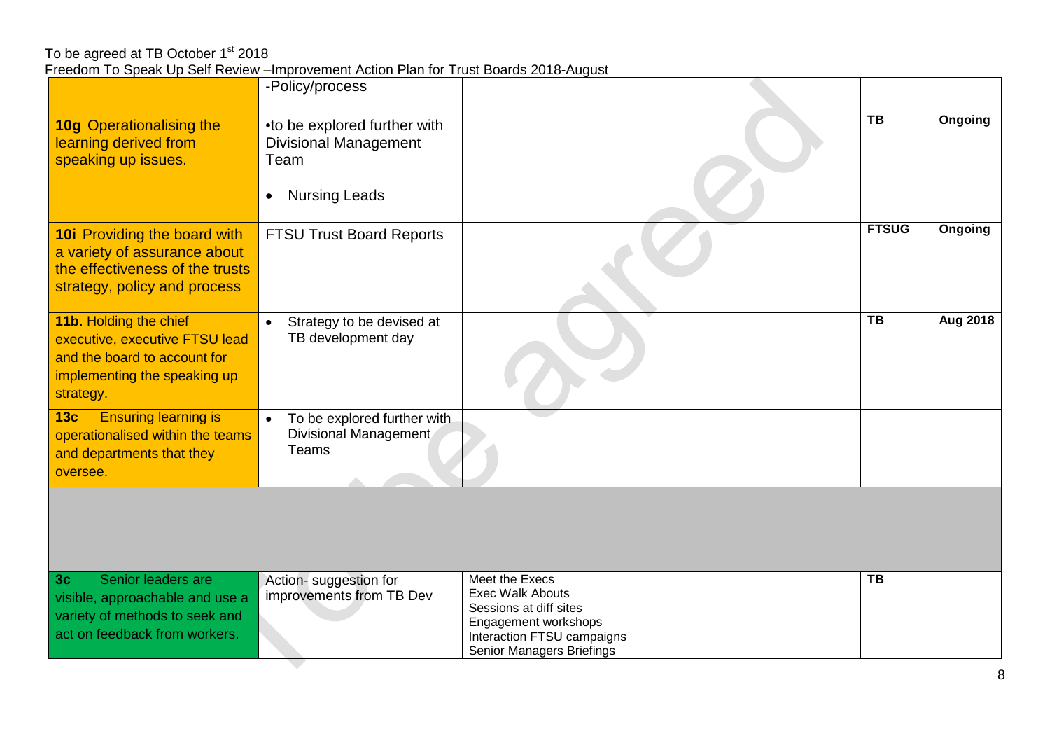To be agreed at TB October 1st 2018

Freedom To Speak Up Self Review –Improvement Action Plan for Trust Boards 2018-August

| | | | | | |
|---|---|---|---|---|---|
| | -Policy/process | | | | |
| **10g** Operationalising the learning derived from speaking up issues. | •to be explored further with Divisional Management Team<br><br>• Nursing Leads | | | **TB** | **Ongoing** |
| **10i** Providing the board with a variety of assurance about the effectiveness of the trusts strategy, policy and process | FTSU Trust Board Reports | | | **FTSUG** | **Ongoing** |
| **11b.** Holding the chief executive, executive FTSU lead and the board to account for implementing the speaking up strategy. | • Strategy to be devised at TB development day | | | **TB** | **Aug 2018** |
| **13c** Ensuring learning is operationalised within the teams and departments that they oversee. | • To be explored further with Divisional Management Teams | | | | |
| | | | | | |
| **3c** Senior leaders are visible, approachable and use a variety of methods to seek and act on feedback from workers. | Action- suggestion for improvements from TB Dev | Meet the Execs<br>Exec Walk Abouts<br>Sessions at diff sites<br>Engagement workshops<br>Interaction FTSU campaigns<br>Senior Managers Briefings | | **TB** | |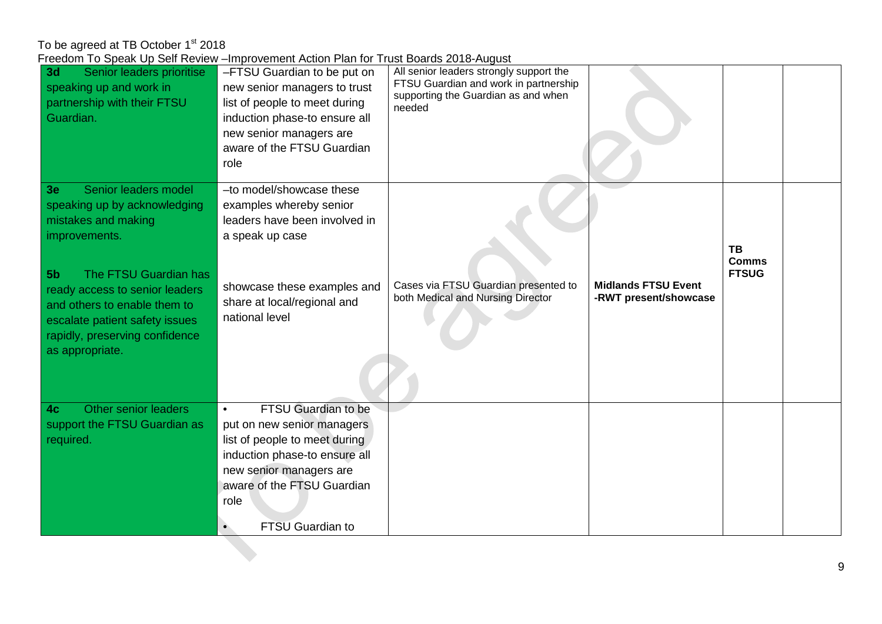To be agreed at TB October 1st 2018

Freedom To Speak Up Self Review –Improvement Action Plan for Trust Boards 2018-August

| | | | | | |
|---|---|---|---|---|---|
| **3d** Senior leaders prioritise speaking up and work in partnership with their FTSU Guardian. | –FTSU Guardian to be put on new senior managers to trust list of people to meet during induction phase-to ensure all new senior managers are aware of the FTSU Guardian role | All senior leaders strongly support the FTSU Guardian and work in partnership supporting the Guardian as and when needed | | | |
| **3e** Senior leaders model speaking up by acknowledging mistakes and making improvements.<br><br>**5b** The FTSU Guardian has ready access to senior leaders and others to enable them to escalate patient safety issues rapidly, preserving confidence as appropriate. | –to model/showcase these examples whereby senior leaders have been involved in a speak up case<br><br>showcase these examples and share at local/regional and national level | Cases via FTSU Guardian presented to both Medical and Nursing Director | **Midlands FTSU Event -RWT present/showcase** | **TB Comms FTSUG** | |
| **4c** Other senior leaders support the FTSU Guardian as required. | • FTSU Guardian to be put on new senior managers list of people to meet during induction phase-to ensure all new senior managers are aware of the FTSU Guardian role<br><br>• FTSU Guardian to | | | | |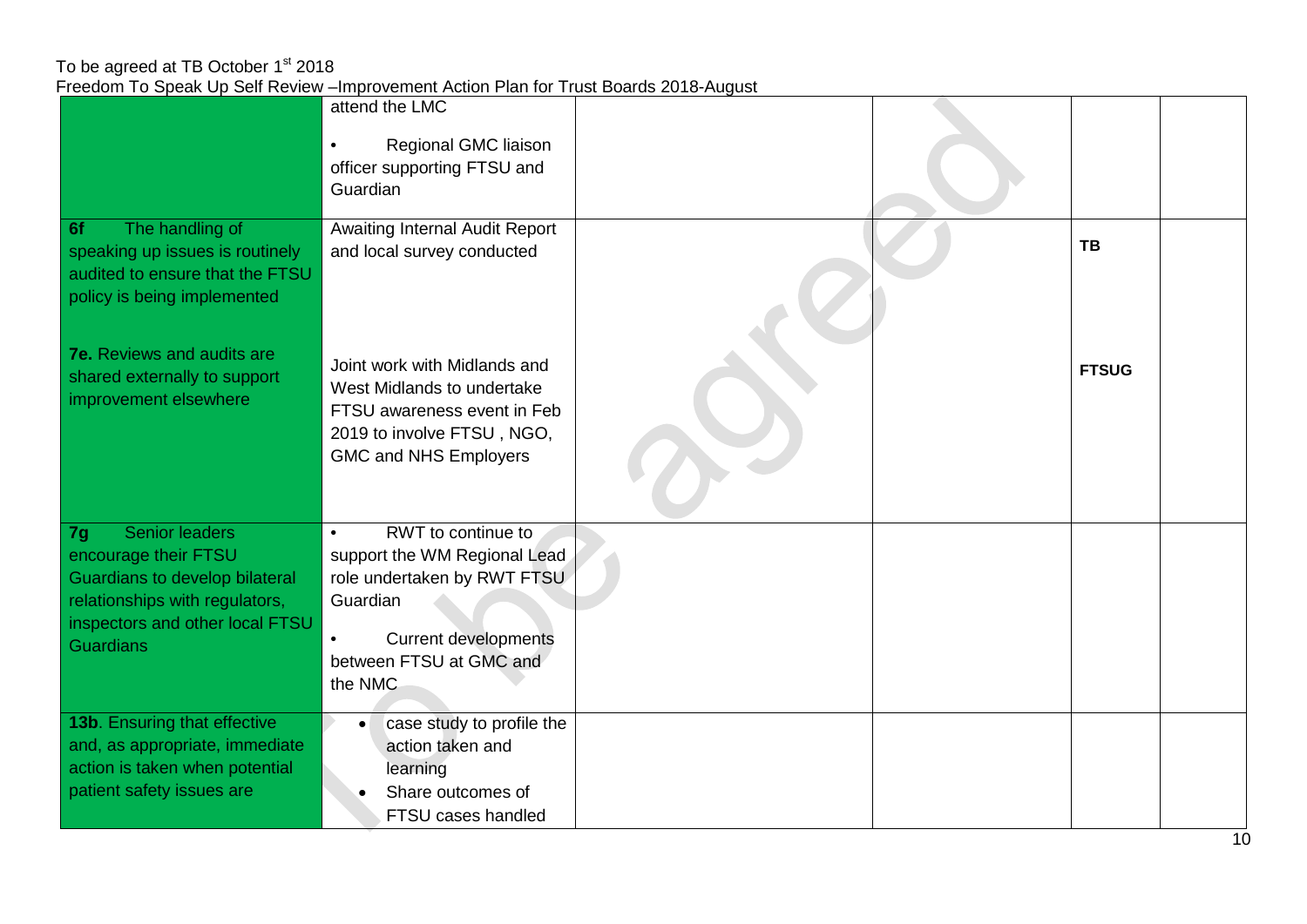To be agreed at TB October 1st 2018

Freedom To Speak Up Self Review –Improvement Action Plan for Trust Boards 2018-August

| | | | | | |
|---|---|---|---|---|---|
| | attend the LMC<br><br>• Regional GMC liaison officer supporting FTSU and Guardian | | | | |
| **6f** The handling of speaking up issues is routinely audited to ensure that the FTSU policy is being implemented<br><br>**7e.** Reviews and audits are shared externally to support improvement elsewhere | Awaiting Internal Audit Report and local survey conducted<br><br>Joint work with Midlands and West Midlands to undertake FTSU awareness event in Feb 2019 to involve FTSU , NGO, GMC and NHS Employers | | | **TB**<br><br>**FTSUG** | |
| **7g** Senior leaders encourage their FTSU Guardians to develop bilateral relationships with regulators, inspectors and other local FTSU Guardians | • RWT to continue to support the WM Regional Lead role undertaken by RWT FTSU Guardian<br><br>• Current developments between FTSU at GMC and the NMC | | | | |
| **13b**. Ensuring that effective and, as appropriate, immediate action is taken when potential patient safety issues are | • case study to profile the action taken and learning<br>• Share outcomes of FTSU cases handled | | | | |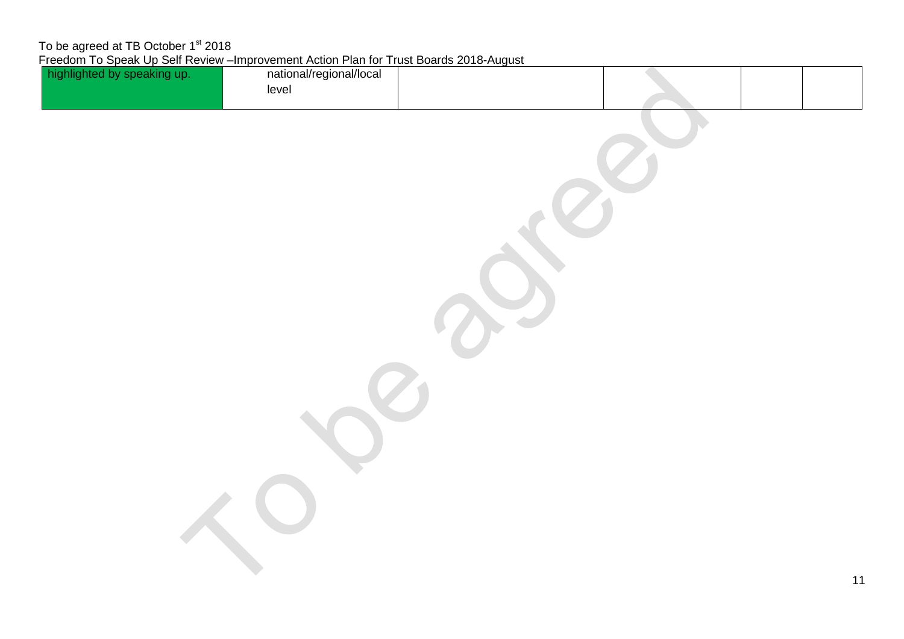| | | | | | |
|---|---|---|---|---|---|
| highlighted by speaking up. | national/regional/local level | | | | |